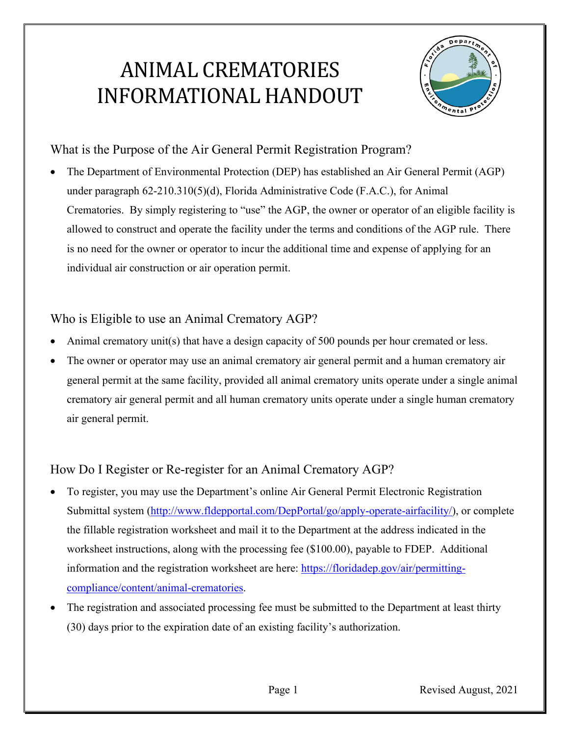# ANIMAL CREMATORIES INFORMATIONAL HANDOUT

## What is the Purpose of the Air General Permit Registration Program?

- The Department of Environmental Protection (DEP) has established an Air General Permit (AGP) under paragraph 62-210.310(5)(d), Florida Administrative Code (F.A.C.), for Animal Crematories. By simply registering to "use" the AGP, the owner or operator of an eligible facility is allowed to construct and operate the facility under the terms and conditions of the AGP rule. There is no need for the owner or operator to incur the additional time and expense of applying for an individual air construction or air operation permit.

## Who is Eligible to use an Animal Crematory AGP?

- Animal crematory unit(s) that have a design capacity of 500 pounds per hour cremated or less.
- The owner or operator may use an animal crematory air general permit and a human crematory air general permit at the same facility, provided all animal crematory units operate under a single animal crematory air general permit and all human crematory units operate under a single human crematory air general permit.

## How Do I Register or Re-register for an Animal Crematory AGP?

- To register, you may use the Department's online Air General Permit Electronic Registration Submittal system (http://www.fldepportal.com/DepPortal/go/apply-operate-airfacility/), or complete the fillable registration worksheet and mail it to the Department at the address indicated in the worksheet instructions, along with the processing fee ($100.00), payable to FDEP. Additional information and the registration worksheet are here: https://floridadep.gov/air/permitting-compliance/content/animal-crematories.
- The registration and associated processing fee must be submitted to the Department at least thirty (30) days prior to the expiration date of an existing facility's authorization.

Revised August, 2021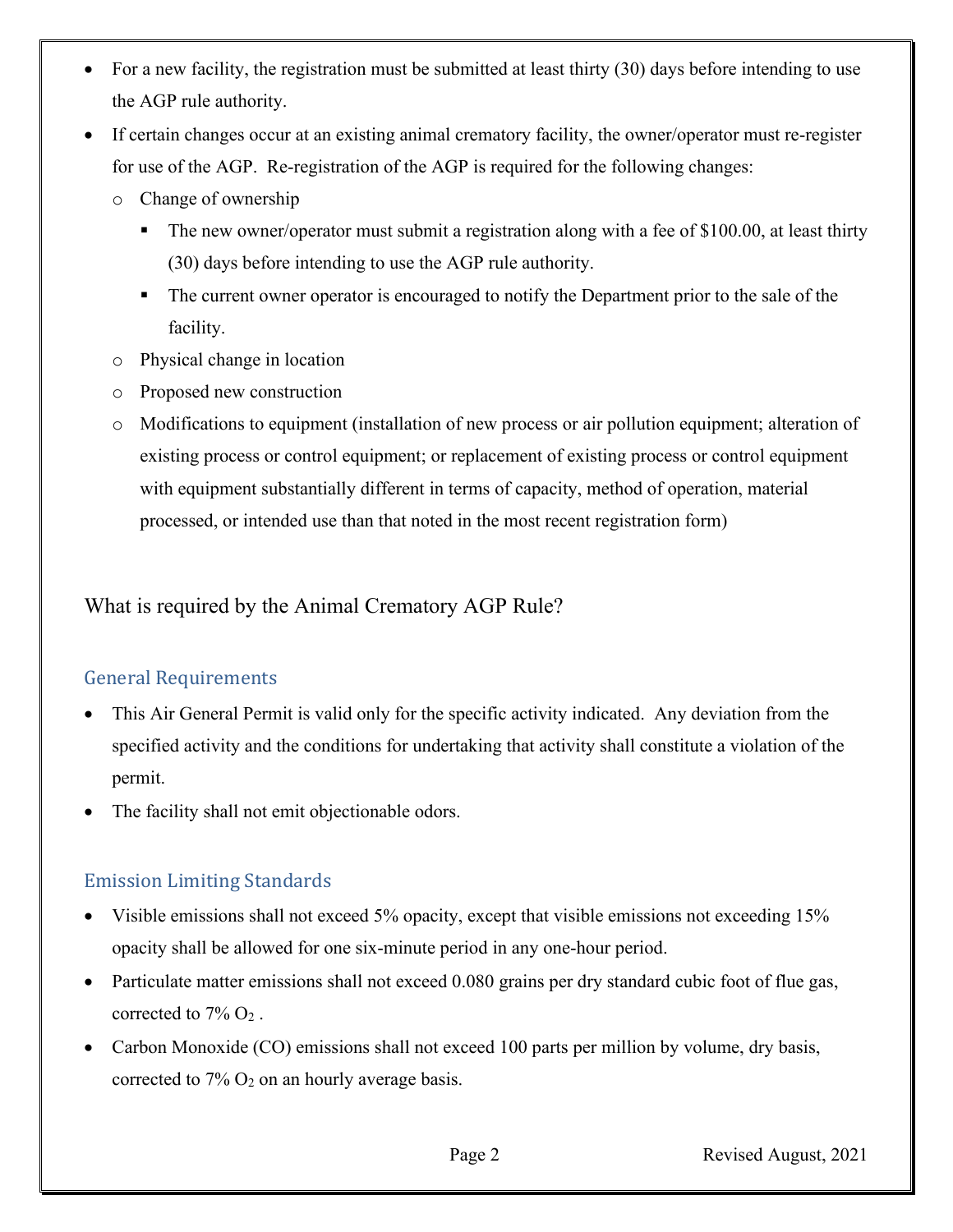- For a new facility, the registration must be submitted at least thirty (30) days before intending to use the AGP rule authority.
- If certain changes occur at an existing animal crematory facility, the owner/operator must re-register for use of the AGP. Re-registration of the AGP is required for the following changes:
  - Change of ownership
    - The new owner/operator must submit a registration along with a fee of $100.00, at least thirty (30) days before intending to use the AGP rule authority.
    - The current owner operator is encouraged to notify the Department prior to the sale of the facility.
  - Physical change in location
  - Proposed new construction
  - Modifications to equipment (installation of new process or air pollution equipment; alteration of existing process or control equipment; or replacement of existing process or control equipment with equipment substantially different in terms of capacity, method of operation, material processed, or intended use than that noted in the most recent registration form)

## What is required by the Animal Crematory AGP Rule?

### General Requirements

- This Air General Permit is valid only for the specific activity indicated. Any deviation from the specified activity and the conditions for undertaking that activity shall constitute a violation of the permit.
- The facility shall not emit objectionable odors.

### Emission Limiting Standards

- Visible emissions shall not exceed 5% opacity, except that visible emissions not exceeding 15% opacity shall be allowed for one six-minute period in any one-hour period.
- Particulate matter emissions shall not exceed 0.080 grains per dry standard cubic foot of flue gas, corrected to 7% $O_2$ .
- Carbon Monoxide (CO) emissions shall not exceed 100 parts per million by volume, dry basis, corrected to 7% $O_2$ on an hourly average basis.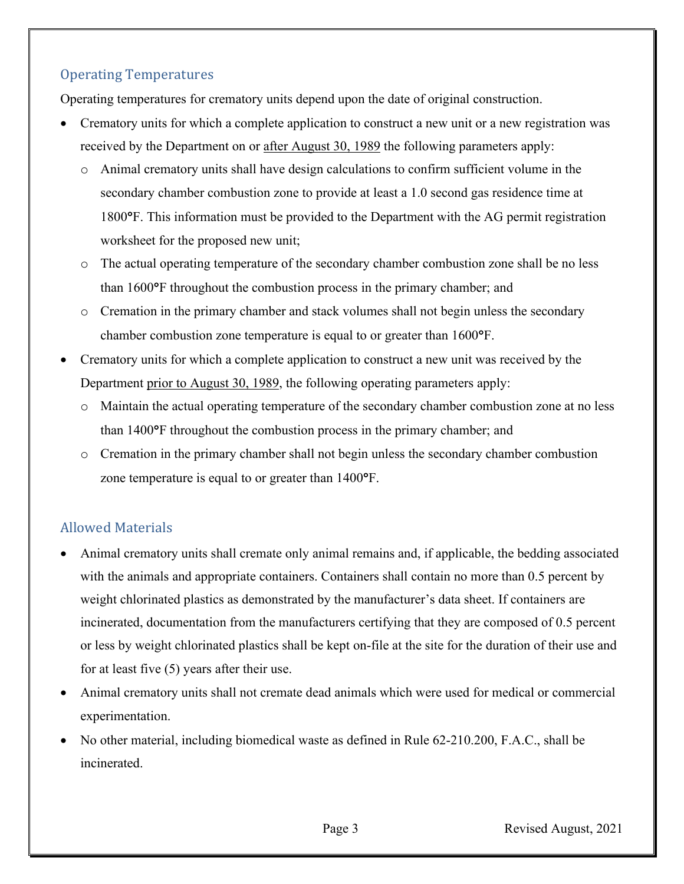## Operating Temperatures

Operating temperatures for crematory units depend upon the date of original construction.

- Crematory units for which a complete application to construct a new unit or a new registration was received by the Department on or <u>after August 30, 1989</u> the following parameters apply:
  - Animal crematory units shall have design calculations to confirm sufficient volume in the secondary chamber combustion zone to provide at least a 1.0 second gas residence time at 1800°F. This information must be provided to the Department with the AG permit registration worksheet for the proposed new unit;
  - The actual operating temperature of the secondary chamber combustion zone shall be no less than 1600°F throughout the combustion process in the primary chamber; and
  - Cremation in the primary chamber and stack volumes shall not begin unless the secondary chamber combustion zone temperature is equal to or greater than 1600°F.
- Crematory units for which a complete application to construct a new unit was received by the Department <u>prior to August 30, 1989</u>, the following operating parameters apply:
  - Maintain the actual operating temperature of the secondary chamber combustion zone at no less than 1400°F throughout the combustion process in the primary chamber; and
  - Cremation in the primary chamber shall not begin unless the secondary chamber combustion zone temperature is equal to or greater than 1400°F.

## Allowed Materials

- Animal crematory units shall cremate only animal remains and, if applicable, the bedding associated with the animals and appropriate containers. Containers shall contain no more than 0.5 percent by weight chlorinated plastics as demonstrated by the manufacturer's data sheet. If containers are incinerated, documentation from the manufacturers certifying that they are composed of 0.5 percent or less by weight chlorinated plastics shall be kept on-file at the site for the duration of their use and for at least five (5) years after their use.
- Animal crematory units shall not cremate dead animals which were used for medical or commercial experimentation.
- No other material, including biomedical waste as defined in Rule 62-210.200, F.A.C., shall be incinerated.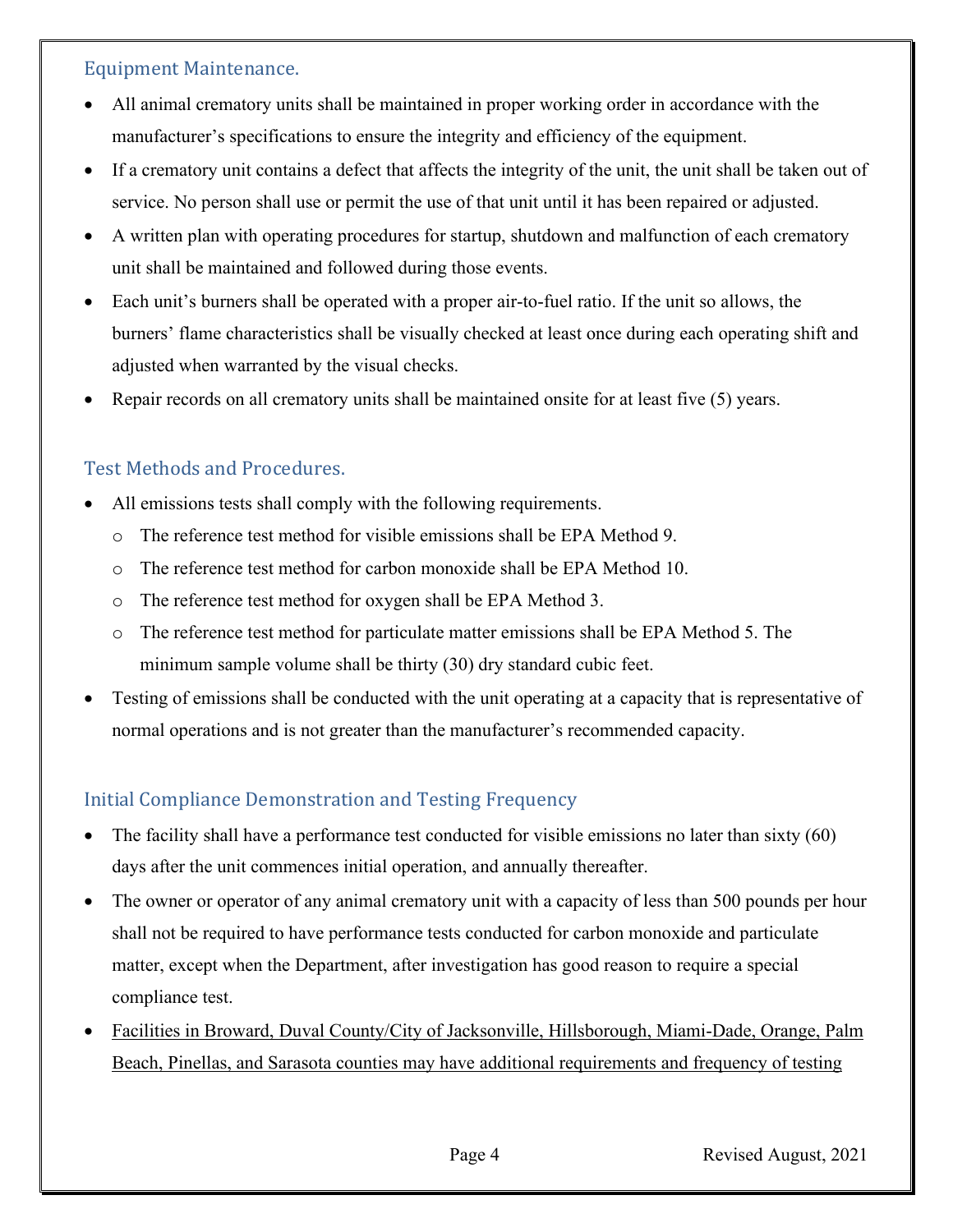## Equipment Maintenance.

- All animal crematory units shall be maintained in proper working order in accordance with the manufacturer's specifications to ensure the integrity and efficiency of the equipment.
- If a crematory unit contains a defect that affects the integrity of the unit, the unit shall be taken out of service. No person shall use or permit the use of that unit until it has been repaired or adjusted.
- A written plan with operating procedures for startup, shutdown and malfunction of each crematory unit shall be maintained and followed during those events.
- Each unit's burners shall be operated with a proper air-to-fuel ratio. If the unit so allows, the burners' flame characteristics shall be visually checked at least once during each operating shift and adjusted when warranted by the visual checks.
- Repair records on all crematory units shall be maintained onsite for at least five (5) years.

## Test Methods and Procedures.

- All emissions tests shall comply with the following requirements.
  - The reference test method for visible emissions shall be EPA Method 9.
  - The reference test method for carbon monoxide shall be EPA Method 10.
  - The reference test method for oxygen shall be EPA Method 3.
  - The reference test method for particulate matter emissions shall be EPA Method 5. The minimum sample volume shall be thirty (30) dry standard cubic feet.
- Testing of emissions shall be conducted with the unit operating at a capacity that is representative of normal operations and is not greater than the manufacturer's recommended capacity.

## Initial Compliance Demonstration and Testing Frequency

- The facility shall have a performance test conducted for visible emissions no later than sixty (60) days after the unit commences initial operation, and annually thereafter.
- The owner or operator of any animal crematory unit with a capacity of less than 500 pounds per hour shall not be required to have performance tests conducted for carbon monoxide and particulate matter, except when the Department, after investigation has good reason to require a special compliance test.
- <u>Facilities in Broward, Duval County/City of Jacksonville, Hillsborough, Miami-Dade, Orange, Palm Beach, Pinellas, and Sarasota counties may have additional requirements and frequency of testing</u>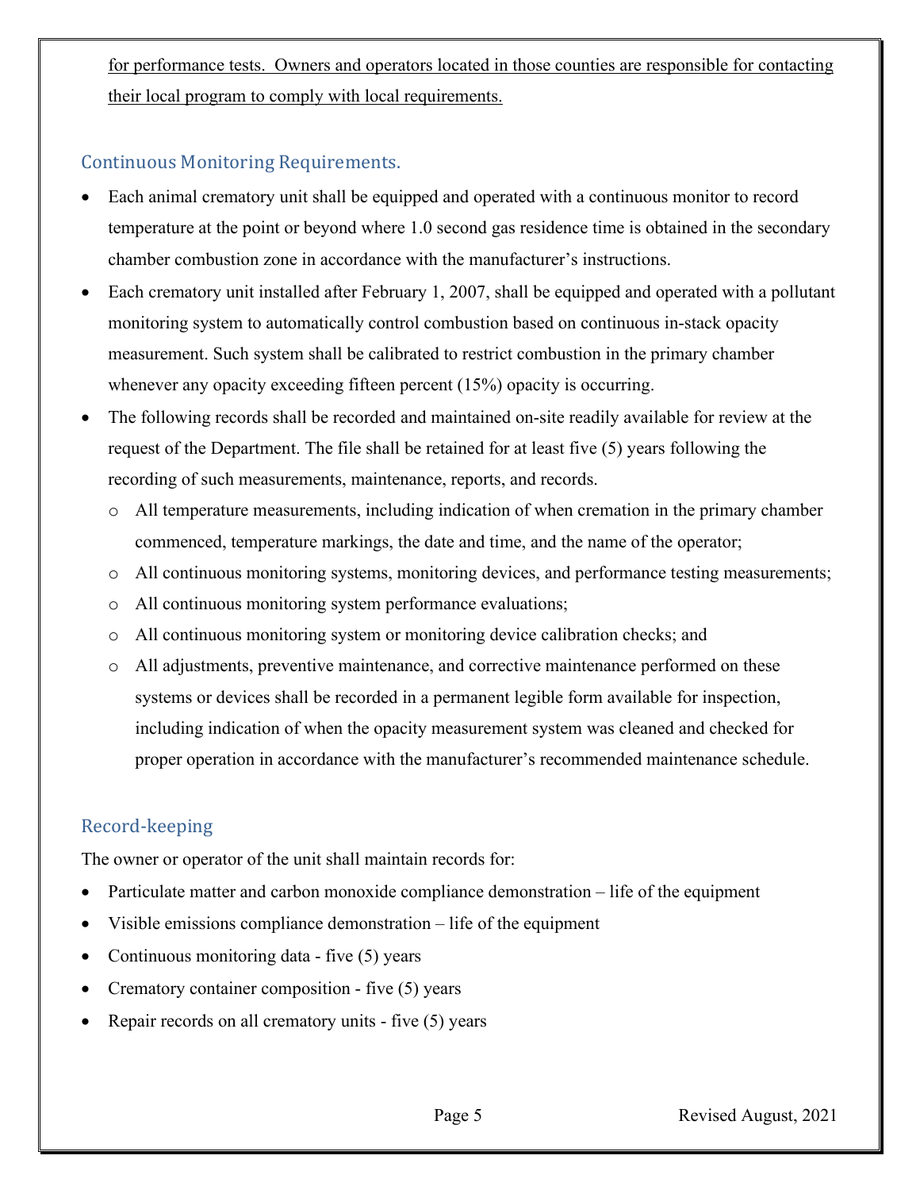for performance tests. Owners and operators located in those counties are responsible for contacting their local program to comply with local requirements.

## Continuous Monitoring Requirements.

- Each animal crematory unit shall be equipped and operated with a continuous monitor to record temperature at the point or beyond where 1.0 second gas residence time is obtained in the secondary chamber combustion zone in accordance with the manufacturer's instructions.
- Each crematory unit installed after February 1, 2007, shall be equipped and operated with a pollutant monitoring system to automatically control combustion based on continuous in-stack opacity measurement. Such system shall be calibrated to restrict combustion in the primary chamber whenever any opacity exceeding fifteen percent (15%) opacity is occurring.
- The following records shall be recorded and maintained on-site readily available for review at the request of the Department. The file shall be retained for at least five (5) years following the recording of such measurements, maintenance, reports, and records.
  - All temperature measurements, including indication of when cremation in the primary chamber commenced, temperature markings, the date and time, and the name of the operator;
  - All continuous monitoring systems, monitoring devices, and performance testing measurements;
  - All continuous monitoring system performance evaluations;
  - All continuous monitoring system or monitoring device calibration checks; and
  - All adjustments, preventive maintenance, and corrective maintenance performed on these systems or devices shall be recorded in a permanent legible form available for inspection, including indication of when the opacity measurement system was cleaned and checked for proper operation in accordance with the manufacturer's recommended maintenance schedule.

## Record-keeping

The owner or operator of the unit shall maintain records for:

- Particulate matter and carbon monoxide compliance demonstration – life of the equipment
- Visible emissions compliance demonstration – life of the equipment
- Continuous monitoring data - five (5) years
- Crematory container composition - five (5) years
- Repair records on all crematory units - five (5) years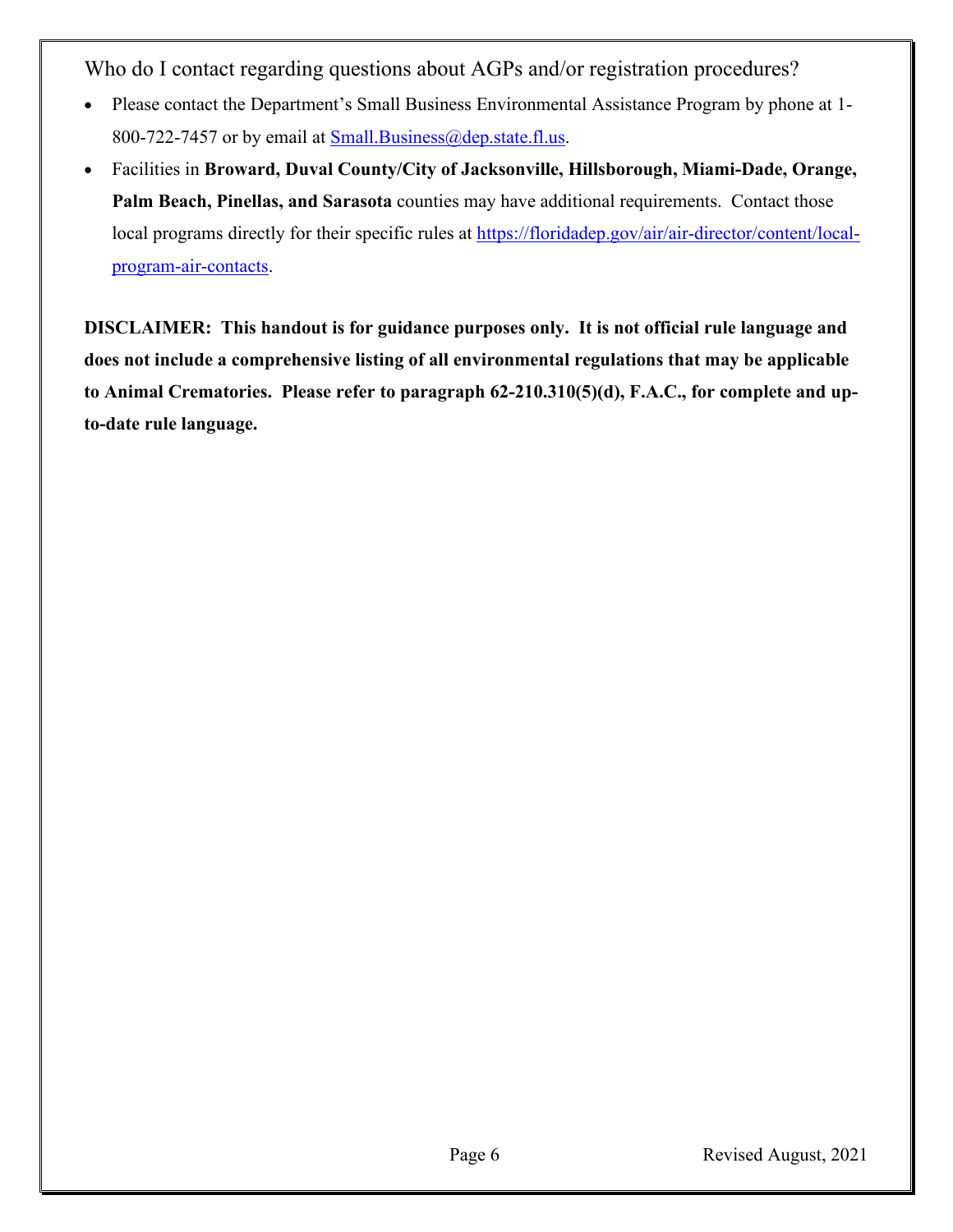## Who do I contact regarding questions about AGPs and/or registration procedures?

- Please contact the Department's Small Business Environmental Assistance Program by phone at 1-800-722-7457 or by email at [Small.Business@dep.state.fl.us](mailto:Small.Business@dep.state.fl.us).
- Facilities in **Broward, Duval County/City of Jacksonville, Hillsborough, Miami-Dade, Orange, Palm Beach, Pinellas, and Sarasota** counties may have additional requirements. Contact those local programs directly for their specific rules at [https://floridadep.gov/air/air-director/content/local-program-air-contacts](https://floridadep.gov/air/air-director/content/local-program-air-contacts).

**DISCLAIMER: This handout is for guidance purposes only. It is not official rule language and does not include a comprehensive listing of all environmental regulations that may be applicable to Animal Crematories. Please refer to paragraph 62-210.310(5)(d), F.A.C., for complete and up-to-date rule language.**

Revised August, 2021